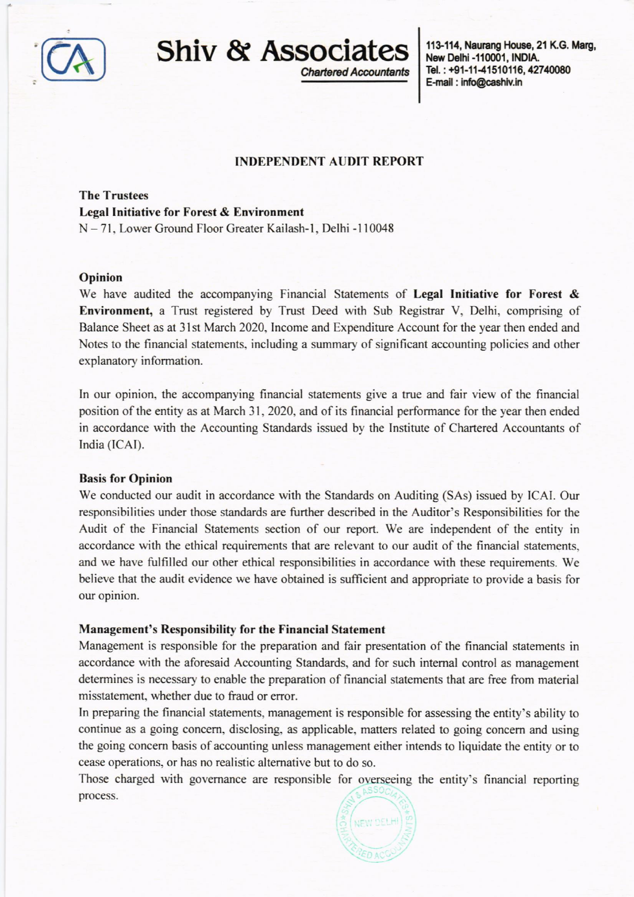# Shiv & Associates

*Chartered Accountants*

113-114, Naurang House, 21 K.G. Marg,
New Delhi -110001, INDIA.
Tel. : +91-11-41510116, 42740080
E-mail : info@cashiv.in

## INDEPENDENT AUDIT REPORT

**The Trustees**
**Legal Initiative for Forest & Environment**
N – 71, Lower Ground Floor Greater Kailash-1, Delhi -110048

### Opinion

We have audited the accompanying Financial Statements of **Legal Initiative for Forest & Environment,** a Trust registered by Trust Deed with Sub Registrar V, Delhi, comprising of Balance Sheet as at 31st March 2020, Income and Expenditure Account for the year then ended and Notes to the financial statements, including a summary of significant accounting policies and other explanatory information.

In our opinion, the accompanying financial statements give a true and fair view of the financial position of the entity as at March 31, 2020, and of its financial performance for the year then ended in accordance with the Accounting Standards issued by the Institute of Chartered Accountants of India (ICAI).

### Basis for Opinion

We conducted our audit in accordance with the Standards on Auditing (SAs) issued by ICAI. Our responsibilities under those standards are further described in the Auditor's Responsibilities for the Audit of the Financial Statements section of our report. We are independent of the entity in accordance with the ethical requirements that are relevant to our audit of the financial statements, and we have fulfilled our other ethical responsibilities in accordance with these requirements. We believe that the audit evidence we have obtained is sufficient and appropriate to provide a basis for our opinion.

### Management's Responsibility for the Financial Statement

Management is responsible for the preparation and fair presentation of the financial statements in accordance with the aforesaid Accounting Standards, and for such internal control as management determines is necessary to enable the preparation of financial statements that are free from material misstatement, whether due to fraud or error.

In preparing the financial statements, management is responsible for assessing the entity's ability to continue as a going concern, disclosing, as applicable, matters related to going concern and using the going concern basis of accounting unless management either intends to liquidate the entity or to cease operations, or has no realistic alternative but to do so.

Those charged with governance are responsible for overseeing the entity's financial reporting process.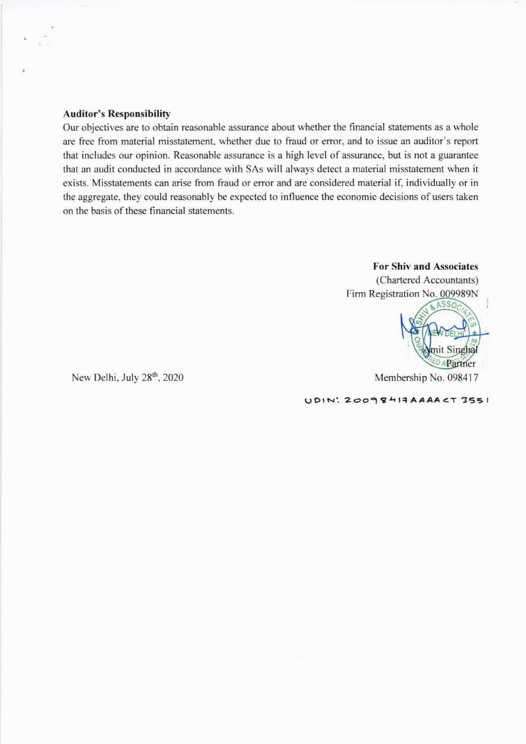**Auditor's Responsibility**

Our objectives are to obtain reasonable assurance about whether the financial statements as a whole are free from material misstatement, whether due to fraud or error, and to issue an auditor's report that includes our opinion. Reasonable assurance is a high level of assurance, but is not a guarantee that an audit conducted in accordance with SAs will always detect a material misstatement when it exists. Misstatements can arise from fraud or error and are considered material if, individually or in the aggregate, they could reasonably be expected to influence the economic decisions of users taken on the basis of these financial statements.

**For Shiv and Associates**
(Chartered Accountants)
Firm Registration No. 009989N

Amit Singhal
Partner
Membership No. 098417

New Delhi, July 28th, 2020

UDIN: 20098417AAAACT3551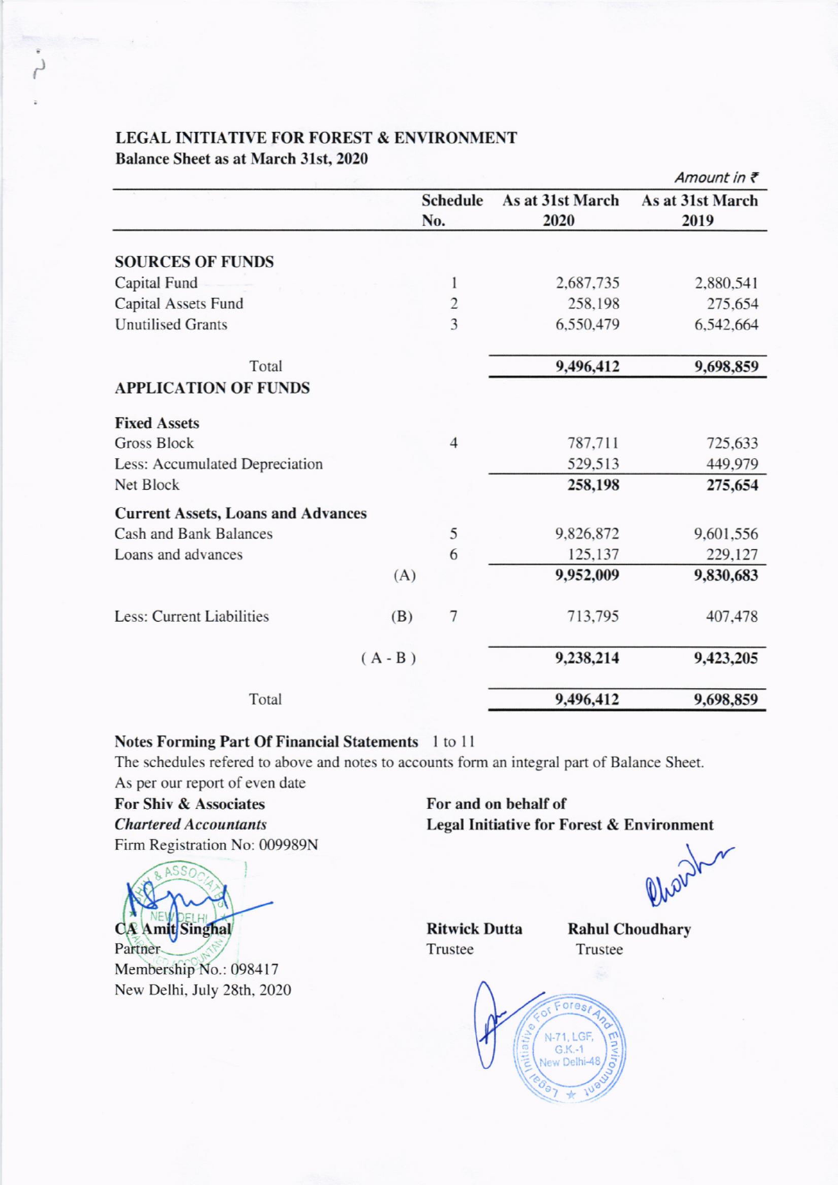## LEGAL INITIATIVE FOR FOREST & ENVIRONMENT

**Balance Sheet as at March 31st, 2020**

*Amount in ₹*

| | | Schedule No. | As at 31st March 2020 | As at 31st March 2019 |
|---|---|---|---|---|
| **SOURCES OF FUNDS** | | | | |
| Capital Fund | | 1 | 2,687,735 | 2,880,541 |
| Capital Assets Fund | | 2 | 258,198 | 275,654 |
| Unutilised Grants | | 3 | 6,550,479 | 6,542,664 |
| Total | | | **9,496,412** | **9,698,859** |
| **APPLICATION OF FUNDS** | | | | |
| **Fixed Assets** | | | | |
| Gross Block | | 4 | 787,711 | 725,633 |
| Less: Accumulated Depreciation | | | 529,513 | 449,979 |
| Net Block | | | **258,198** | **275,654** |
| **Current Assets, Loans and Advances** | | | | |
| Cash and Bank Balances | | 5 | 9,826,872 | 9,601,556 |
| Loans and advances | | 6 | 125,137 | 229,127 |
| | (A) | | **9,952,009** | **9,830,683** |
| Less: Current Liabilities | (B) | 7 | 713,795 | 407,478 |
| | ( A - B ) | | **9,238,214** | **9,423,205** |
| Total | | | **9,496,412** | **9,698,859** |

**Notes Forming Part Of Financial Statements** 1 to 11

The schedules refered to above and notes to accounts form an integral part of Balance Sheet.

As per our report of even date

**For Shiv & Associates**
*Chartered Accountants*
Firm Registration No: 009989N

**CA Amit Singhal**
Partner
Membership No.: 098417
New Delhi, July 28th, 2020

**For and on behalf of**
**Legal Initiative for Forest & Environment**

**Ritwick Dutta**
Trustee

**Rahul Choudhary**
Trustee